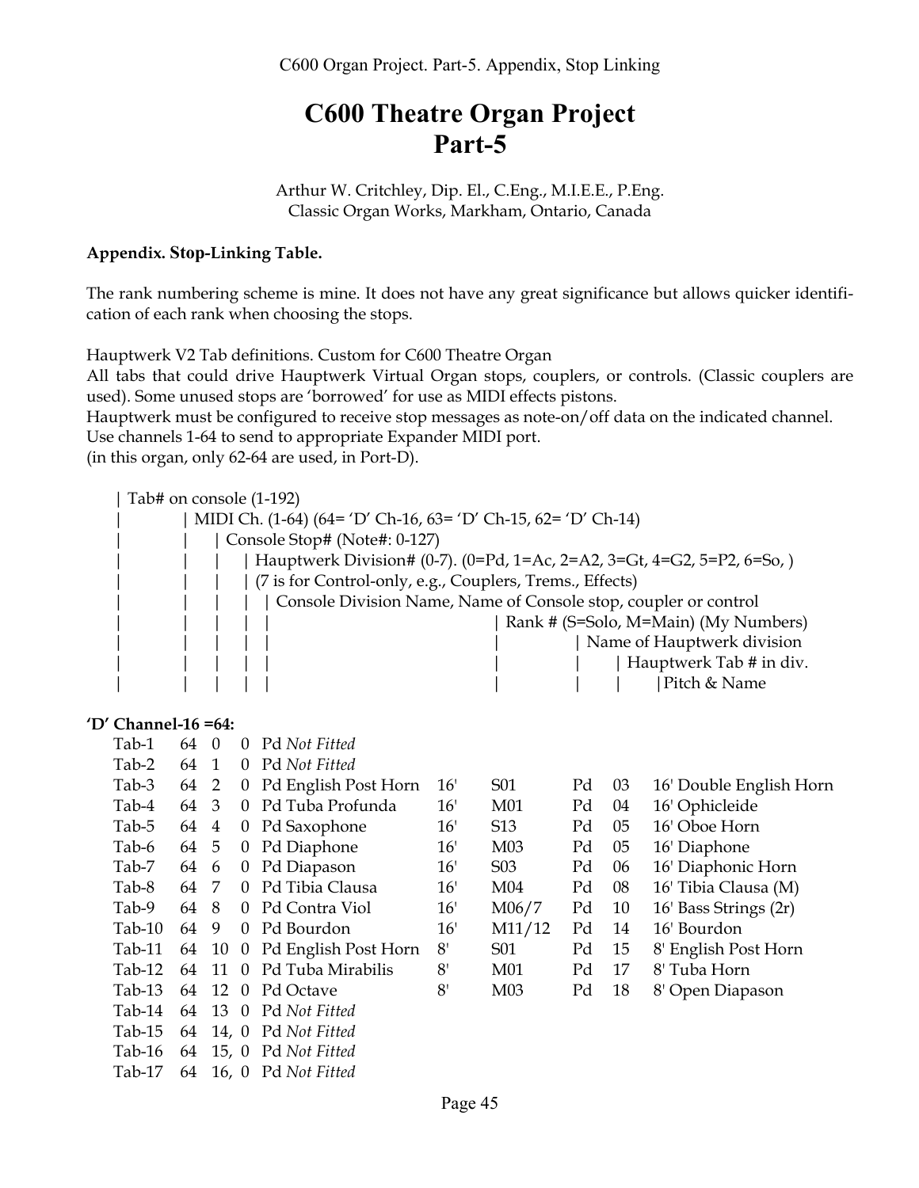# C600 Theatre Organ Project
# Part-5

Arthur W. Critchley, Dip. El., C.Eng., M.I.E.E., P.Eng.
Classic Organ Works, Markham, Ontario, Canada

**Appendix. Stop-Linking Table.**

The rank numbering scheme is mine. It does not have any great significance but allows quicker identification of each rank when choosing the stops.

Hauptwerk V2 Tab definitions. Custom for C600 Theatre Organ
All tabs that could drive Hauptwerk Virtual Organ stops, couplers, or controls. (Classic couplers are used). Some unused stops are 'borrowed' for use as MIDI effects pistons.
Hauptwerk must be configured to receive stop messages as note-on/off data on the indicated channel.
Use channels 1-64 to send to appropriate Expander MIDI port.
(in this organ, only 62-64 are used, in Port-D).

```
| Tab# on console (1-192)
|        | MIDI Ch. (1-64) (64= 'D' Ch-16, 63= 'D' Ch-15, 62= 'D' Ch-14)
|        |    | Console Stop# (Note#: 0-127)
|        |    |    | Hauptwerk Division# (0-7). (0=Pd, 1=Ac, 2=A2, 3=Gt, 4=G2, 5=P2, 6=So, )
|        |    |    | (7 is for Control-only, e.g., Couplers, Trems., Effects)
|        |    |    |  | Console Division Name, Name of Console stop, coupler or control
|        |    |    |  |                                  | Rank # (S=Solo, M=Main) (My Numbers)
|        |    |    |  |                                  |          | Name of Hauptwerk division
|        |    |    |  |                                  |          |     | Hauptwerk Tab # in div.
|        |    |    |  |                                  |          |     |      |Pitch & Name
```

**'D' Channel-16 =64:**

| Tab# | MIDI Ch. | Stop# | Div# | Console Stop | Pitch | Rank # | HW Div | HW Tab # | Pitch & Name |
|---|---|---|---|---|---|---|---|---|---|
| Tab-1 | 64 | 0 | 0 | Pd *Not Fitted* | | | | | |
| Tab-2 | 64 | 1 | 0 | Pd *Not Fitted* | | | | | |
| Tab-3 | 64 | 2 | 0 | Pd English Post Horn | 16' | S01 | Pd | 03 | 16' Double English Horn |
| Tab-4 | 64 | 3 | 0 | Pd Tuba Profunda | 16' | M01 | Pd | 04 | 16' Ophicleide |
| Tab-5 | 64 | 4 | 0 | Pd Saxophone | 16' | S13 | Pd | 05 | 16' Oboe Horn |
| Tab-6 | 64 | 5 | 0 | Pd Diaphone | 16' | M03 | Pd | 05 | 16' Diaphone |
| Tab-7 | 64 | 6 | 0 | Pd Diapason | 16' | S03 | Pd | 06 | 16' Diaphonic Horn |
| Tab-8 | 64 | 7 | 0 | Pd Tibia Clausa | 16' | M04 | Pd | 08 | 16' Tibia Clausa (M) |
| Tab-9 | 64 | 8 | 0 | Pd Contra Viol | 16' | M06/7 | Pd | 10 | 16' Bass Strings (2r) |
| Tab-10 | 64 | 9 | 0 | Pd Bourdon | 16' | M11/12 | Pd | 14 | 16' Bourdon |
| Tab-11 | 64 | 10 | 0 | Pd English Post Horn | 8' | S01 | Pd | 15 | 8' English Post Horn |
| Tab-12 | 64 | 11 | 0 | Pd Tuba Mirabilis | 8' | M01 | Pd | 17 | 8' Tuba Horn |
| Tab-13 | 64 | 12 | 0 | Pd Octave | 8' | M03 | Pd | 18 | 8' Open Diapason |
| Tab-14 | 64 | 13 | 0 | Pd *Not Fitted* | | | | | |
| Tab-15 | 64 | 14, | 0 | Pd *Not Fitted* | | | | | |
| Tab-16 | 64 | 15, | 0 | Pd *Not Fitted* | | | | | |
| Tab-17 | 64 | 16, | 0 | Pd *Not Fitted* | | | | | |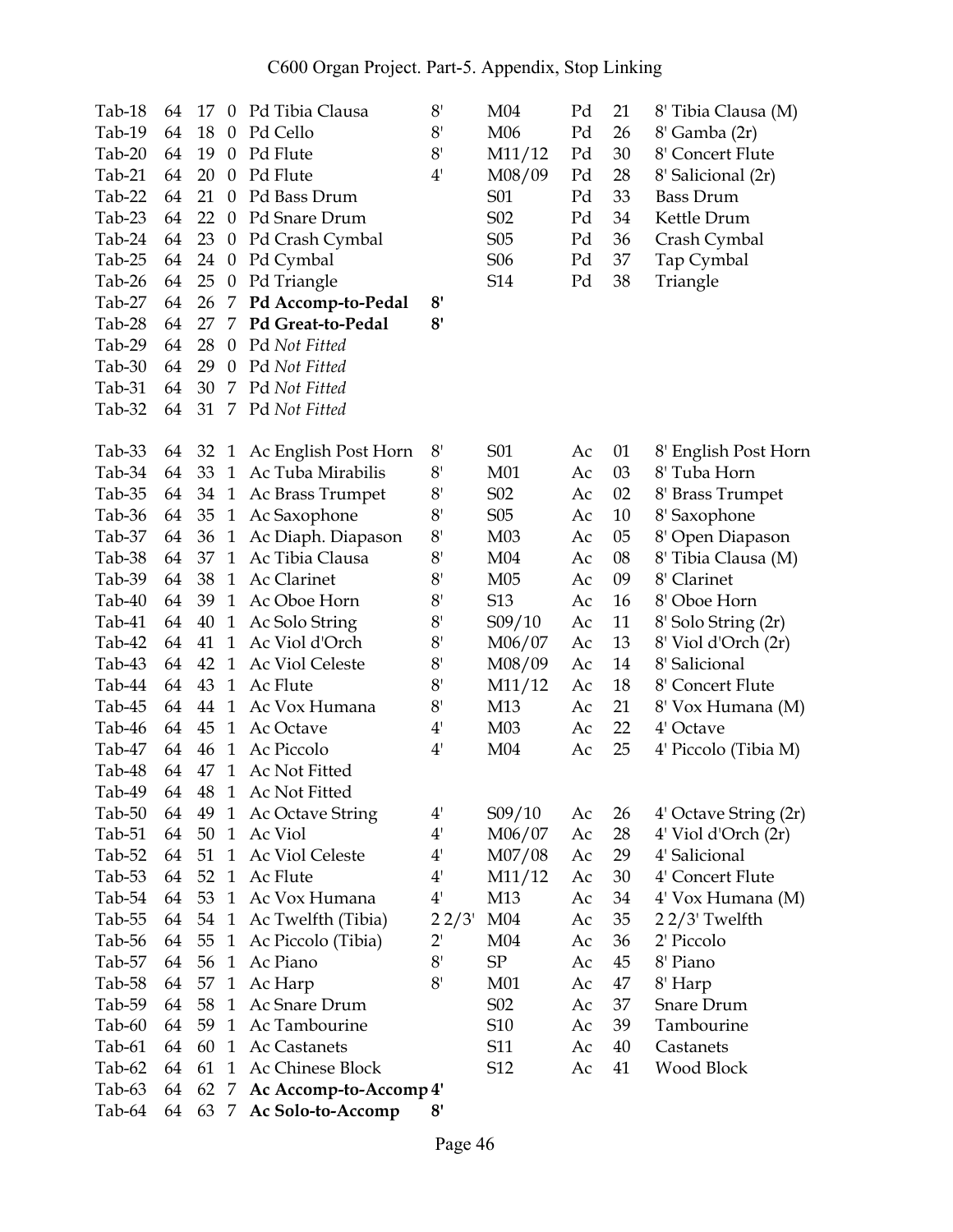| | | | | | | | | | |
|---|---|---|---|---|---|---|---|---|---|
| Tab-18 | 64 | 17 | 0 | Pd Tibia Clausa | 8' | M04 | Pd | 21 | 8' Tibia Clausa (M) |
| Tab-19 | 64 | 18 | 0 | Pd Cello | 8' | M06 | Pd | 26 | 8' Gamba (2r) |
| Tab-20 | 64 | 19 | 0 | Pd Flute | 8' | M11/12 | Pd | 30 | 8' Concert Flute |
| Tab-21 | 64 | 20 | 0 | Pd Flute | 4' | M08/09 | Pd | 28 | 8' Salicional (2r) |
| Tab-22 | 64 | 21 | 0 | Pd Bass Drum | | S01 | Pd | 33 | Bass Drum |
| Tab-23 | 64 | 22 | 0 | Pd Snare Drum | | S02 | Pd | 34 | Kettle Drum |
| Tab-24 | 64 | 23 | 0 | Pd Crash Cymbal | | S05 | Pd | 36 | Crash Cymbal |
| Tab-25 | 64 | 24 | 0 | Pd Cymbal | | S06 | Pd | 37 | Tap Cymbal |
| Tab-26 | 64 | 25 | 0 | Pd Triangle | | S14 | Pd | 38 | Triangle |
| Tab-27 | 64 | 26 | 7 | **Pd Accomp-to-Pedal** | **8'** | | | | |
| Tab-28 | 64 | 27 | 7 | **Pd Great-to-Pedal** | **8'** | | | | |
| Tab-29 | 64 | 28 | 0 | Pd *Not Fitted* | | | | | |
| Tab-30 | 64 | 29 | 0 | Pd *Not Fitted* | | | | | |
| Tab-31 | 64 | 30 | 7 | Pd *Not Fitted* | | | | | |
| Tab-32 | 64 | 31 | 7 | Pd *Not Fitted* | | | | | |
| | | | | | | | | | |
| Tab-33 | 64 | 32 | 1 | Ac English Post Horn | 8' | S01 | Ac | 01 | 8' English Post Horn |
| Tab-34 | 64 | 33 | 1 | Ac Tuba Mirabilis | 8' | M01 | Ac | 03 | 8' Tuba Horn |
| Tab-35 | 64 | 34 | 1 | Ac Brass Trumpet | 8' | S02 | Ac | 02 | 8' Brass Trumpet |
| Tab-36 | 64 | 35 | 1 | Ac Saxophone | 8' | S05 | Ac | 10 | 8' Saxophone |
| Tab-37 | 64 | 36 | 1 | Ac Diaph. Diapason | 8' | M03 | Ac | 05 | 8' Open Diapason |
| Tab-38 | 64 | 37 | 1 | Ac Tibia Clausa | 8' | M04 | Ac | 08 | 8' Tibia Clausa (M) |
| Tab-39 | 64 | 38 | 1 | Ac Clarinet | 8' | M05 | Ac | 09 | 8' Clarinet |
| Tab-40 | 64 | 39 | 1 | Ac Oboe Horn | 8' | S13 | Ac | 16 | 8' Oboe Horn |
| Tab-41 | 64 | 40 | 1 | Ac Solo String | 8' | S09/10 | Ac | 11 | 8' Solo String (2r) |
| Tab-42 | 64 | 41 | 1 | Ac Viol d'Orch | 8' | M06/07 | Ac | 13 | 8' Viol d'Orch (2r) |
| Tab-43 | 64 | 42 | 1 | Ac Viol Celeste | 8' | M08/09 | Ac | 14 | 8' Salicional |
| Tab-44 | 64 | 43 | 1 | Ac Flute | 8' | M11/12 | Ac | 18 | 8' Concert Flute |
| Tab-45 | 64 | 44 | 1 | Ac Vox Humana | 8' | M13 | Ac | 21 | 8' Vox Humana (M) |
| Tab-46 | 64 | 45 | 1 | Ac Octave | 4' | M03 | Ac | 22 | 4' Octave |
| Tab-47 | 64 | 46 | 1 | Ac Piccolo | 4' | M04 | Ac | 25 | 4' Piccolo (Tibia M) |
| Tab-48 | 64 | 47 | 1 | Ac Not Fitted | | | | | |
| Tab-49 | 64 | 48 | 1 | Ac Not Fitted | | | | | |
| Tab-50 | 64 | 49 | 1 | Ac Octave String | 4' | S09/10 | Ac | 26 | 4' Octave String (2r) |
| Tab-51 | 64 | 50 | 1 | Ac Viol | 4' | M06/07 | Ac | 28 | 4' Viol d'Orch (2r) |
| Tab-52 | 64 | 51 | 1 | Ac Viol Celeste | 4' | M07/08 | Ac | 29 | 4' Salicional |
| Tab-53 | 64 | 52 | 1 | Ac Flute | 4' | M11/12 | Ac | 30 | 4' Concert Flute |
| Tab-54 | 64 | 53 | 1 | Ac Vox Humana | 4' | M13 | Ac | 34 | 4' Vox Humana (M) |
| Tab-55 | 64 | 54 | 1 | Ac Twelfth (Tibia) | 2 2/3' | M04 | Ac | 35 | 2 2/3' Twelfth |
| Tab-56 | 64 | 55 | 1 | Ac Piccolo (Tibia) | 2' | M04 | Ac | 36 | 2' Piccolo |
| Tab-57 | 64 | 56 | 1 | Ac Piano | 8' | SP | Ac | 45 | 8' Piano |
| Tab-58 | 64 | 57 | 1 | Ac Harp | 8' | M01 | Ac | 47 | 8' Harp |
| Tab-59 | 64 | 58 | 1 | Ac Snare Drum | | S02 | Ac | 37 | Snare Drum |
| Tab-60 | 64 | 59 | 1 | Ac Tambourine | | S10 | Ac | 39 | Tambourine |
| Tab-61 | 64 | 60 | 1 | Ac Castanets | | S11 | Ac | 40 | Castanets |
| Tab-62 | 64 | 61 | 1 | Ac Chinese Block | | S12 | Ac | 41 | Wood Block |
| Tab-63 | 64 | 62 | 7 | **Ac Accomp-to-Accomp** | **4'** | | | | |
| Tab-64 | 64 | 63 | 7 | **Ac Solo-to-Accomp** | **8'** | | | | |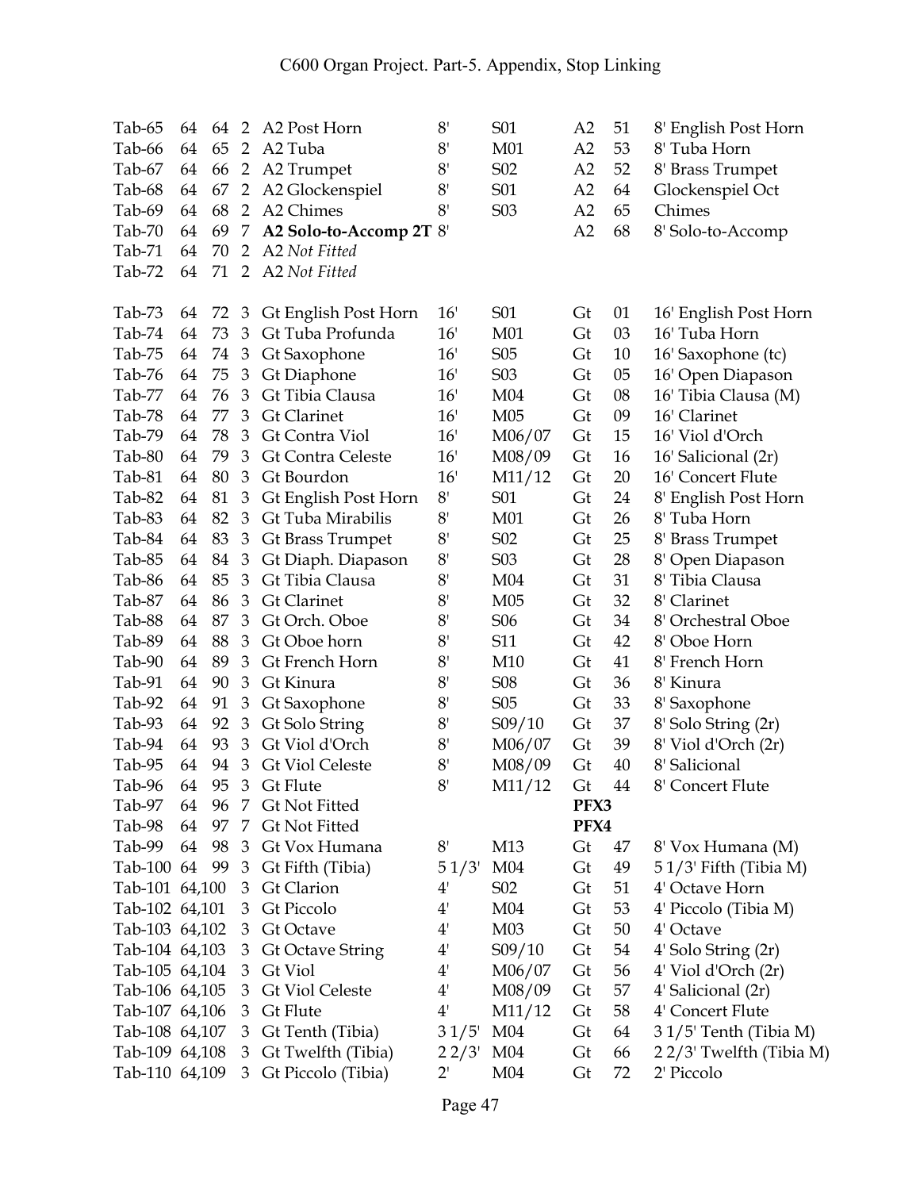| | | | | | | | | | |
|---|---|---|---|---|---|---|---|---|---|
| Tab-65 | 64 | 64 | 2 | A2 Post Horn | 8' | S01 | A2 | 51 | 8' English Post Horn |
| Tab-66 | 64 | 65 | 2 | A2 Tuba | 8' | M01 | A2 | 53 | 8' Tuba Horn |
| Tab-67 | 64 | 66 | 2 | A2 Trumpet | 8' | S02 | A2 | 52 | 8' Brass Trumpet |
| Tab-68 | 64 | 67 | 2 | A2 Glockenspiel | 8' | S01 | A2 | 64 | Glockenspiel Oct |
| Tab-69 | 64 | 68 | 2 | A2 Chimes | 8' | S03 | A2 | 65 | Chimes |
| Tab-70 | 64 | 69 | 7 | **A2 Solo-to-Accomp 2T** | 8' | | A2 | 68 | 8' Solo-to-Accomp |
| Tab-71 | 64 | 70 | 2 | A2 *Not Fitted* | | | | | |
| Tab-72 | 64 | 71 | 2 | A2 *Not Fitted* | | | | | |
| | | | | | | | | | |
| Tab-73 | 64 | 72 | 3 | Gt English Post Horn | 16' | S01 | Gt | 01 | 16' English Post Horn |
| Tab-74 | 64 | 73 | 3 | Gt Tuba Profunda | 16' | M01 | Gt | 03 | 16' Tuba Horn |
| Tab-75 | 64 | 74 | 3 | Gt Saxophone | 16' | S05 | Gt | 10 | 16' Saxophone (tc) |
| Tab-76 | 64 | 75 | 3 | Gt Diaphone | 16' | S03 | Gt | 05 | 16' Open Diapason |
| Tab-77 | 64 | 76 | 3 | Gt Tibia Clausa | 16' | M04 | Gt | 08 | 16' Tibia Clausa (M) |
| Tab-78 | 64 | 77 | 3 | Gt Clarinet | 16' | M05 | Gt | 09 | 16' Clarinet |
| Tab-79 | 64 | 78 | 3 | Gt Contra Viol | 16' | M06/07 | Gt | 15 | 16' Viol d'Orch |
| Tab-80 | 64 | 79 | 3 | Gt Contra Celeste | 16' | M08/09 | Gt | 16 | 16' Salicional (2r) |
| Tab-81 | 64 | 80 | 3 | Gt Bourdon | 16' | M11/12 | Gt | 20 | 16' Concert Flute |
| Tab-82 | 64 | 81 | 3 | Gt English Post Horn | 8' | S01 | Gt | 24 | 8' English Post Horn |
| Tab-83 | 64 | 82 | 3 | Gt Tuba Mirabilis | 8' | M01 | Gt | 26 | 8' Tuba Horn |
| Tab-84 | 64 | 83 | 3 | Gt Brass Trumpet | 8' | S02 | Gt | 25 | 8' Brass Trumpet |
| Tab-85 | 64 | 84 | 3 | Gt Diaph. Diapason | 8' | S03 | Gt | 28 | 8' Open Diapason |
| Tab-86 | 64 | 85 | 3 | Gt Tibia Clausa | 8' | M04 | Gt | 31 | 8' Tibia Clausa |
| Tab-87 | 64 | 86 | 3 | Gt Clarinet | 8' | M05 | Gt | 32 | 8' Clarinet |
| Tab-88 | 64 | 87 | 3 | Gt Orch. Oboe | 8' | S06 | Gt | 34 | 8' Orchestral Oboe |
| Tab-89 | 64 | 88 | 3 | Gt Oboe horn | 8' | S11 | Gt | 42 | 8' Oboe Horn |
| Tab-90 | 64 | 89 | 3 | Gt French Horn | 8' | M10 | Gt | 41 | 8' French Horn |
| Tab-91 | 64 | 90 | 3 | Gt Kinura | 8' | S08 | Gt | 36 | 8' Kinura |
| Tab-92 | 64 | 91 | 3 | Gt Saxophone | 8' | S05 | Gt | 33 | 8' Saxophone |
| Tab-93 | 64 | 92 | 3 | Gt Solo String | 8' | S09/10 | Gt | 37 | 8' Solo String (2r) |
| Tab-94 | 64 | 93 | 3 | Gt Viol d'Orch | 8' | M06/07 | Gt | 39 | 8' Viol d'Orch (2r) |
| Tab-95 | 64 | 94 | 3 | Gt Viol Celeste | 8' | M08/09 | Gt | 40 | 8' Salicional |
| Tab-96 | 64 | 95 | 3 | Gt Flute | 8' | M11/12 | Gt | 44 | 8' Concert Flute |
| Tab-97 | 64 | 96 | 7 | Gt Not Fitted | | | **PFX3** | | |
| Tab-98 | 64 | 97 | 7 | Gt Not Fitted | | | **PFX4** | | |
| Tab-99 | 64 | 98 | 3 | Gt Vox Humana | 8' | M13 | Gt | 47 | 8' Vox Humana (M) |
| Tab-100 | 64 | 99 | 3 | Gt Fifth (Tibia) | 5 1/3' | M04 | Gt | 49 | 5 1/3' Fifth (Tibia M) |
| Tab-101 | 64,100 | | 3 | Gt Clarion | 4' | S02 | Gt | 51 | 4' Octave Horn |
| Tab-102 | 64,101 | | 3 | Gt Piccolo | 4' | M04 | Gt | 53 | 4' Piccolo (Tibia M) |
| Tab-103 | 64,102 | | 3 | Gt Octave | 4' | M03 | Gt | 50 | 4' Octave |
| Tab-104 | 64,103 | | 3 | Gt Octave String | 4' | S09/10 | Gt | 54 | 4' Solo String (2r) |
| Tab-105 | 64,104 | | 3 | Gt Viol | 4' | M06/07 | Gt | 56 | 4' Viol d'Orch (2r) |
| Tab-106 | 64,105 | | 3 | Gt Viol Celeste | 4' | M08/09 | Gt | 57 | 4' Salicional (2r) |
| Tab-107 | 64,106 | | 3 | Gt Flute | 4' | M11/12 | Gt | 58 | 4' Concert Flute |
| Tab-108 | 64,107 | | 3 | Gt Tenth (Tibia) | 3 1/5' | M04 | Gt | 64 | 3 1/5' Tenth (Tibia M) |
| Tab-109 | 64,108 | | 3 | Gt Twelfth (Tibia) | 2 2/3' | M04 | Gt | 66 | 2 2/3' Twelfth (Tibia M) |
| Tab-110 | 64,109 | | 3 | Gt Piccolo (Tibia) | 2' | M04 | Gt | 72 | 2' Piccolo |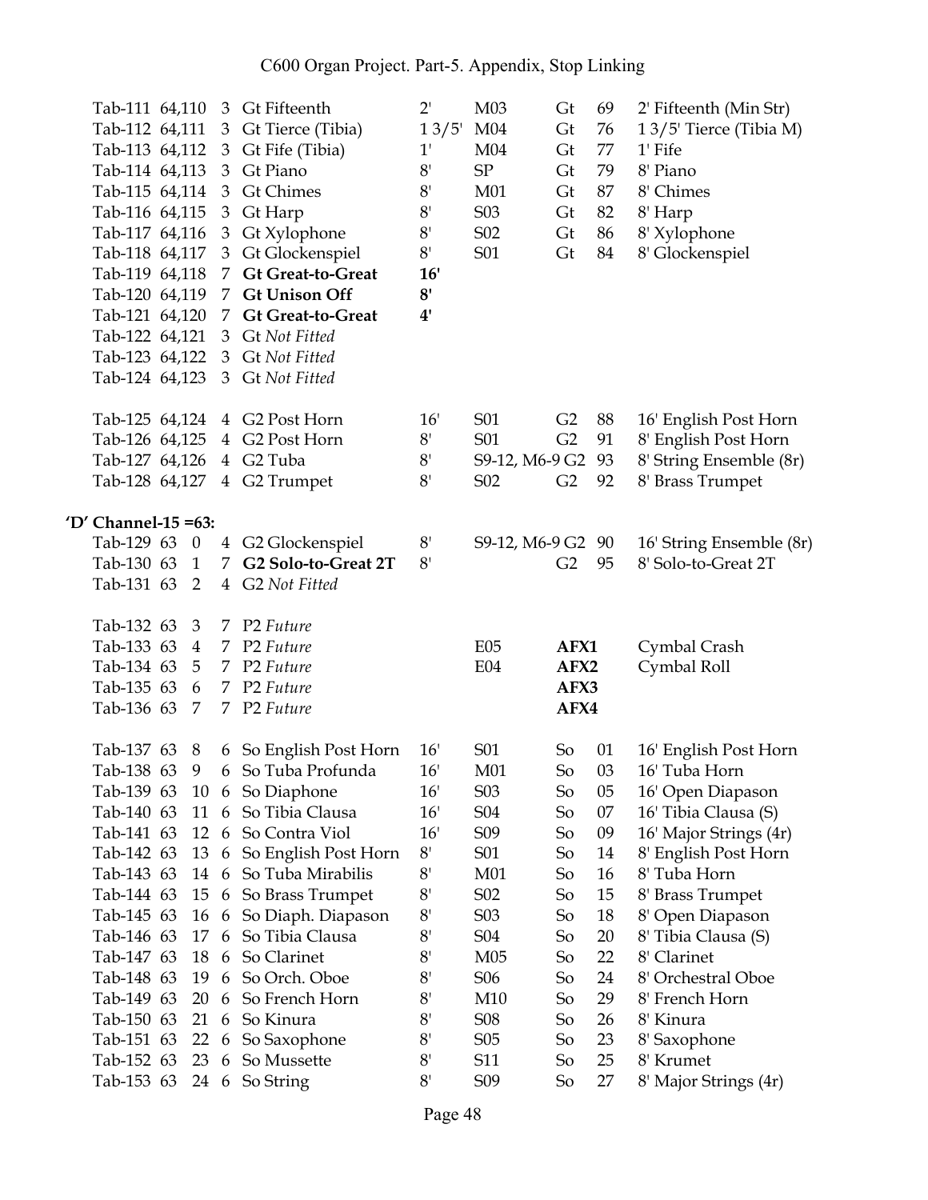| | | | | | | | | |
|---|---|---|---|---|---|---|---|---|
| Tab-111 | 64,110 | 3 | Gt Fifteenth | 2' | M03 | Gt | 69 | 2' Fifteenth (Min Str) |
| Tab-112 | 64,111 | 3 | Gt Tierce (Tibia) | 1 3/5' | M04 | Gt | 76 | 1 3/5' Tierce (Tibia M) |
| Tab-113 | 64,112 | 3 | Gt Fife (Tibia) | 1' | M04 | Gt | 77 | 1' Fife |
| Tab-114 | 64,113 | 3 | Gt Piano | 8' | SP | Gt | 79 | 8' Piano |
| Tab-115 | 64,114 | 3 | Gt Chimes | 8' | M01 | Gt | 87 | 8' Chimes |
| Tab-116 | 64,115 | 3 | Gt Harp | 8' | S03 | Gt | 82 | 8' Harp |
| Tab-117 | 64,116 | 3 | Gt Xylophone | 8' | S02 | Gt | 86 | 8' Xylophone |
| Tab-118 | 64,117 | 3 | Gt Glockenspiel | 8' | S01 | Gt | 84 | 8' Glockenspiel |
| Tab-119 | 64,118 | 7 | **Gt Great-to-Great** | **16'** | | | | |
| Tab-120 | 64,119 | 7 | **Gt Unison Off** | **8'** | | | | |
| Tab-121 | 64,120 | 7 | **Gt Great-to-Great** | **4'** | | | | |
| Tab-122 | 64,121 | 3 | Gt *Not Fitted* | | | | | |
| Tab-123 | 64,122 | 3 | Gt *Not Fitted* | | | | | |
| Tab-124 | 64,123 | 3 | Gt *Not Fitted* | | | | | |
| | | | | | | | | |
| Tab-125 | 64,124 | 4 | G2 Post Horn | 16' | S01 | G2 | 88 | 16' English Post Horn |
| Tab-126 | 64,125 | 4 | G2 Post Horn | 8' | S01 | G2 | 91 | 8' English Post Horn |
| Tab-127 | 64,126 | 4 | G2 Tuba | 8' | S9-12, M6-9 | G2 | 93 | 8' String Ensemble (8r) |
| Tab-128 | 64,127 | 4 | G2 Trumpet | 8' | S02 | G2 | 92 | 8' Brass Trumpet |

**'D' Channel-15 =63:**

| | | | | | | | | |
|---|---|---|---|---|---|---|---|---|
| Tab-129 | 63 0 | 4 | G2 Glockenspiel | 8' | S9-12, M6-9 | G2 | 90 | 16' String Ensemble (8r) |
| Tab-130 | 63 1 | 7 | **G2 Solo-to-Great 2T** | 8' | | G2 | 95 | 8' Solo-to-Great 2T |
| Tab-131 | 63 2 | 4 | G2 *Not Fitted* | | | | | |
| | | | | | | | | |
| Tab-132 | 63 3 | 7 | P2 *Future* | | | | | |
| Tab-133 | 63 4 | 7 | P2 *Future* | | E05 | **AFX1** | | Cymbal Crash |
| Tab-134 | 63 5 | 7 | P2 *Future* | | E04 | **AFX2** | | Cymbal Roll |
| Tab-135 | 63 6 | 7 | P2 *Future* | | | **AFX3** | | |
| Tab-136 | 63 7 | 7 | P2 *Future* | | | **AFX4** | | |
| | | | | | | | | |
| Tab-137 | 63 8 | 6 | So English Post Horn | 16' | S01 | So | 01 | 16' English Post Horn |
| Tab-138 | 63 9 | 6 | So Tuba Profunda | 16' | M01 | So | 03 | 16' Tuba Horn |
| Tab-139 | 63 10 | 6 | So Diaphone | 16' | S03 | So | 05 | 16' Open Diapason |
| Tab-140 | 63 11 | 6 | So Tibia Clausa | 16' | S04 | So | 07 | 16' Tibia Clausa (S) |
| Tab-141 | 63 12 | 6 | So Contra Viol | 16' | S09 | So | 09 | 16' Major Strings (4r) |
| Tab-142 | 63 13 | 6 | So English Post Horn | 8' | S01 | So | 14 | 8' English Post Horn |
| Tab-143 | 63 14 | 6 | So Tuba Mirabilis | 8' | M01 | So | 16 | 8' Tuba Horn |
| Tab-144 | 63 15 | 6 | So Brass Trumpet | 8' | S02 | So | 15 | 8' Brass Trumpet |
| Tab-145 | 63 16 | 6 | So Diaph. Diapason | 8' | S03 | So | 18 | 8' Open Diapason |
| Tab-146 | 63 17 | 6 | So Tibia Clausa | 8' | S04 | So | 20 | 8' Tibia Clausa (S) |
| Tab-147 | 63 18 | 6 | So Clarinet | 8' | M05 | So | 22 | 8' Clarinet |
| Tab-148 | 63 19 | 6 | So Orch. Oboe | 8' | S06 | So | 24 | 8' Orchestral Oboe |
| Tab-149 | 63 20 | 6 | So French Horn | 8' | M10 | So | 29 | 8' French Horn |
| Tab-150 | 63 21 | 6 | So Kinura | 8' | S08 | So | 26 | 8' Kinura |
| Tab-151 | 63 22 | 6 | So Saxophone | 8' | S05 | So | 23 | 8' Saxophone |
| Tab-152 | 63 23 | 6 | So Mussette | 8' | S11 | So | 25 | 8' Krumet |
| Tab-153 | 63 24 | 6 | So String | 8' | S09 | So | 27 | 8' Major Strings (4r) |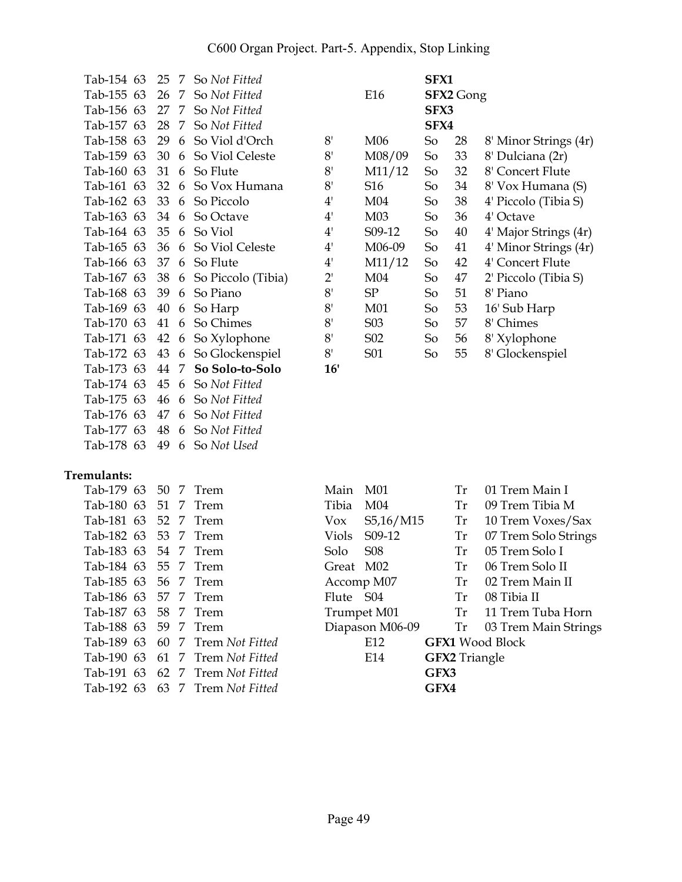| | | | | | | | | | |
|---|---|---|---|---|---|---|---|---|---|
| Tab-154 | 63 | 25 | 7 | So *Not Fitted* | | | **SFX1** | | |
| Tab-155 | 63 | 26 | 7 | So *Not Fitted* | | E16 | **SFX2** Gong | | |
| Tab-156 | 63 | 27 | 7 | So *Not Fitted* | | | **SFX3** | | |
| Tab-157 | 63 | 28 | 7 | So *Not Fitted* | | | **SFX4** | | |
| Tab-158 | 63 | 29 | 6 | So Viol d'Orch | 8' | M06 | So | 28 | 8' Minor Strings (4r) |
| Tab-159 | 63 | 30 | 6 | So Viol Celeste | 8' | M08/09 | So | 33 | 8' Dulciana (2r) |
| Tab-160 | 63 | 31 | 6 | So Flute | 8' | M11/12 | So | 32 | 8' Concert Flute |
| Tab-161 | 63 | 32 | 6 | So Vox Humana | 8' | S16 | So | 34 | 8' Vox Humana (S) |
| Tab-162 | 63 | 33 | 6 | So Piccolo | 4' | M04 | So | 38 | 4' Piccolo (Tibia S) |
| Tab-163 | 63 | 34 | 6 | So Octave | 4' | M03 | So | 36 | 4' Octave |
| Tab-164 | 63 | 35 | 6 | So Viol | 4' | S09-12 | So | 40 | 4' Major Strings (4r) |
| Tab-165 | 63 | 36 | 6 | So Viol Celeste | 4' | M06-09 | So | 41 | 4' Minor Strings (4r) |
| Tab-166 | 63 | 37 | 6 | So Flute | 4' | M11/12 | So | 42 | 4' Concert Flute |
| Tab-167 | 63 | 38 | 6 | So Piccolo (Tibia) | 2' | M04 | So | 47 | 2' Piccolo (Tibia S) |
| Tab-168 | 63 | 39 | 6 | So Piano | 8' | SP | So | 51 | 8' Piano |
| Tab-169 | 63 | 40 | 6 | So Harp | 8' | M01 | So | 53 | 16' Sub Harp |
| Tab-170 | 63 | 41 | 6 | So Chimes | 8' | S03 | So | 57 | 8' Chimes |
| Tab-171 | 63 | 42 | 6 | So Xylophone | 8' | S02 | So | 56 | 8' Xylophone |
| Tab-172 | 63 | 43 | 6 | So Glockenspiel | 8' | S01 | So | 55 | 8' Glockenspiel |
| Tab-173 | 63 | 44 | 7 | **So Solo-to-Solo** | **16'** | | | | |
| Tab-174 | 63 | 45 | 6 | So *Not Fitted* | | | | | |
| Tab-175 | 63 | 46 | 6 | So *Not Fitted* | | | | | |
| Tab-176 | 63 | 47 | 6 | So *Not Fitted* | | | | | |
| Tab-177 | 63 | 48 | 6 | So *Not Fitted* | | | | | |
| Tab-178 | 63 | 49 | 6 | So *Not Used* | | | | | |

**Tremulants:**

| | | | | | | | | | |
|---|---|---|---|---|---|---|---|---|---|
| Tab-179 | 63 | 50 | 7 | Trem | Main | M01 | | Tr | 01 Trem Main I |
| Tab-180 | 63 | 51 | 7 | Trem | Tibia | M04 | | Tr | 09 Trem Tibia M |
| Tab-181 | 63 | 52 | 7 | Trem | Vox | S5,16/M15 | | Tr | 10 Trem Voxes/Sax |
| Tab-182 | 63 | 53 | 7 | Trem | Viols | S09-12 | | Tr | 07 Trem Solo Strings |
| Tab-183 | 63 | 54 | 7 | Trem | Solo | S08 | | Tr | 05 Trem Solo I |
| Tab-184 | 63 | 55 | 7 | Trem | Great | M02 | | Tr | 06 Trem Solo II |
| Tab-185 | 63 | 56 | 7 | Trem | Accomp | M07 | | Tr | 02 Trem Main II |
| Tab-186 | 63 | 57 | 7 | Trem | Flute | S04 | | Tr | 08 Tibia II |
| Tab-187 | 63 | 58 | 7 | Trem | Trumpet | M01 | | Tr | 11 Trem Tuba Horn |
| Tab-188 | 63 | 59 | 7 | Trem | Diapason | M06-09 | | Tr | 03 Trem Main Strings |
| Tab-189 | 63 | 60 | 7 | Trem *Not Fitted* | | E12 | **GFX1** Wood Block | | |
| Tab-190 | 63 | 61 | 7 | Trem *Not Fitted* | | E14 | **GFX2** Triangle | | |
| Tab-191 | 63 | 62 | 7 | Trem *Not Fitted* | | | **GFX3** | | |
| Tab-192 | 63 | 63 | 7 | Trem *Not Fitted* | | | **GFX4** | | |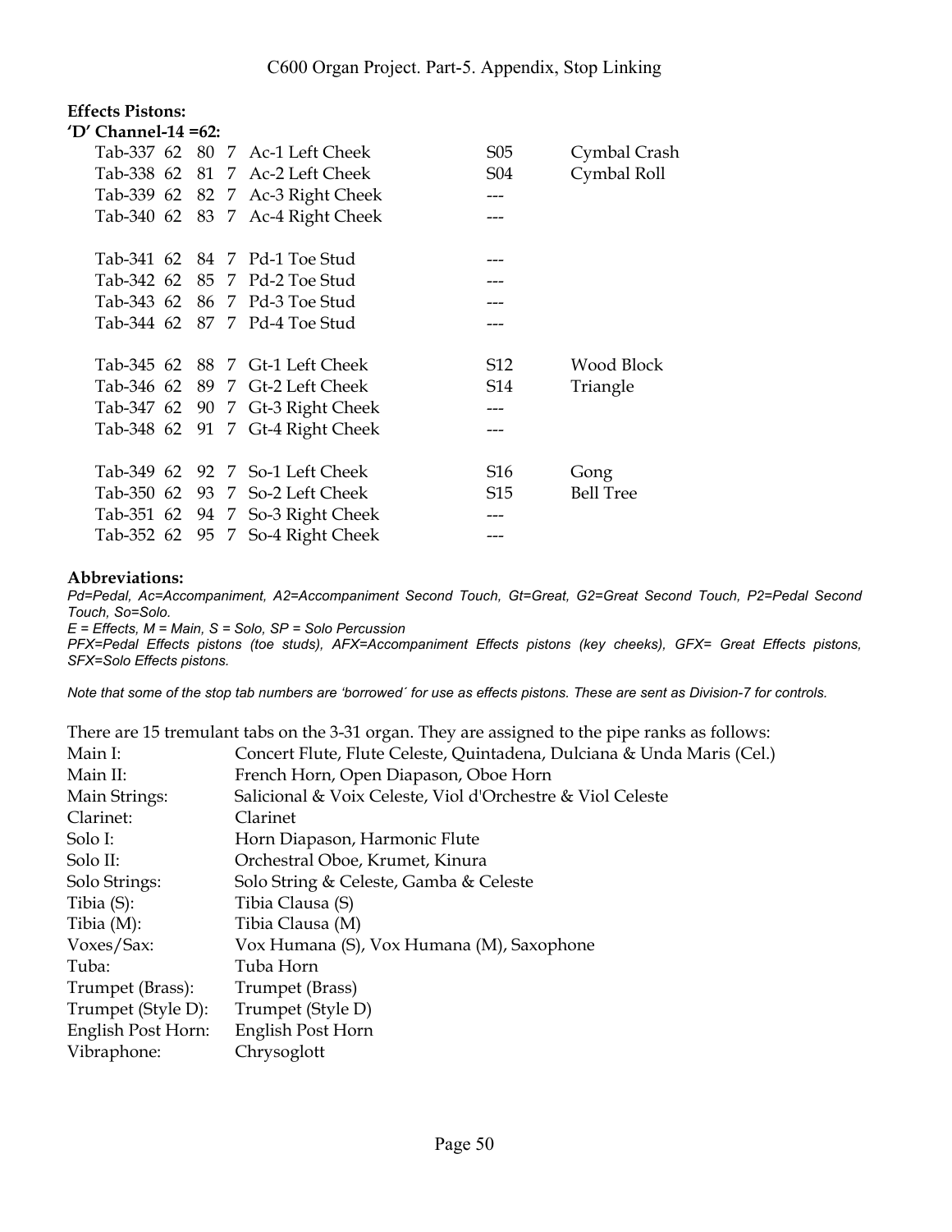**Effects Pistons:**

**'D' Channel-14 =62:**

| | | | | | | |
|---|---|---|---|---|---|---|
| Tab-337 | 62 | 80 | 7 | Ac-1 Left Cheek | S05 | Cymbal Crash |
| Tab-338 | 62 | 81 | 7 | Ac-2 Left Cheek | S04 | Cymbal Roll |
| Tab-339 | 62 | 82 | 7 | Ac-3 Right Cheek | --- | |
| Tab-340 | 62 | 83 | 7 | Ac-4 Right Cheek | --- | |
| | | | | | | |
| Tab-341 | 62 | 84 | 7 | Pd-1 Toe Stud | --- | |
| Tab-342 | 62 | 85 | 7 | Pd-2 Toe Stud | --- | |
| Tab-343 | 62 | 86 | 7 | Pd-3 Toe Stud | --- | |
| Tab-344 | 62 | 87 | 7 | Pd-4 Toe Stud | --- | |
| | | | | | | |
| Tab-345 | 62 | 88 | 7 | Gt-1 Left Cheek | S12 | Wood Block |
| Tab-346 | 62 | 89 | 7 | Gt-2 Left Cheek | S14 | Triangle |
| Tab-347 | 62 | 90 | 7 | Gt-3 Right Cheek | --- | |
| Tab-348 | 62 | 91 | 7 | Gt-4 Right Cheek | --- | |
| | | | | | | |
| Tab-349 | 62 | 92 | 7 | So-1 Left Cheek | S16 | Gong |
| Tab-350 | 62 | 93 | 7 | So-2 Left Cheek | S15 | Bell Tree |
| Tab-351 | 62 | 94 | 7 | So-3 Right Cheek | --- | |
| Tab-352 | 62 | 95 | 7 | So-4 Right Cheek | --- | |

**Abbreviations:**

*Pd=Pedal, Ac=Accompaniment, A2=Accompaniment Second Touch, Gt=Great, G2=Great Second Touch, P2=Pedal Second Touch, So=Solo.*

*E = Effects, M = Main, S = Solo, SP = Solo Percussion*

*PFX=Pedal Effects pistons (toe studs), AFX=Accompaniment Effects pistons (key cheeks), GFX= Great Effects pistons, SFX=Solo Effects pistons.*

*Note that some of the stop tab numbers are 'borrowed´ for use as effects pistons. These are sent as Division-7 for controls.*

There are 15 tremulant tabs on the 3-31 organ. They are assigned to the pipe ranks as follows:

| | |
|---|---|
| Main I: | Concert Flute, Flute Celeste, Quintadena, Dulciana & Unda Maris (Cel.) |
| Main II: | French Horn, Open Diapason, Oboe Horn |
| Main Strings: | Salicional & Voix Celeste, Viol d'Orchestre & Viol Celeste |
| Clarinet: | Clarinet |
| Solo I: | Horn Diapason, Harmonic Flute |
| Solo II: | Orchestral Oboe, Krumet, Kinura |
| Solo Strings: | Solo String & Celeste, Gamba & Celeste |
| Tibia (S): | Tibia Clausa (S) |
| Tibia (M): | Tibia Clausa (M) |
| Voxes/Sax: | Vox Humana (S), Vox Humana (M), Saxophone |
| Tuba: | Tuba Horn |
| Trumpet (Brass): | Trumpet (Brass) |
| Trumpet (Style D): | Trumpet (Style D) |
| English Post Horn: | English Post Horn |
| Vibraphone: | Chrysoglott |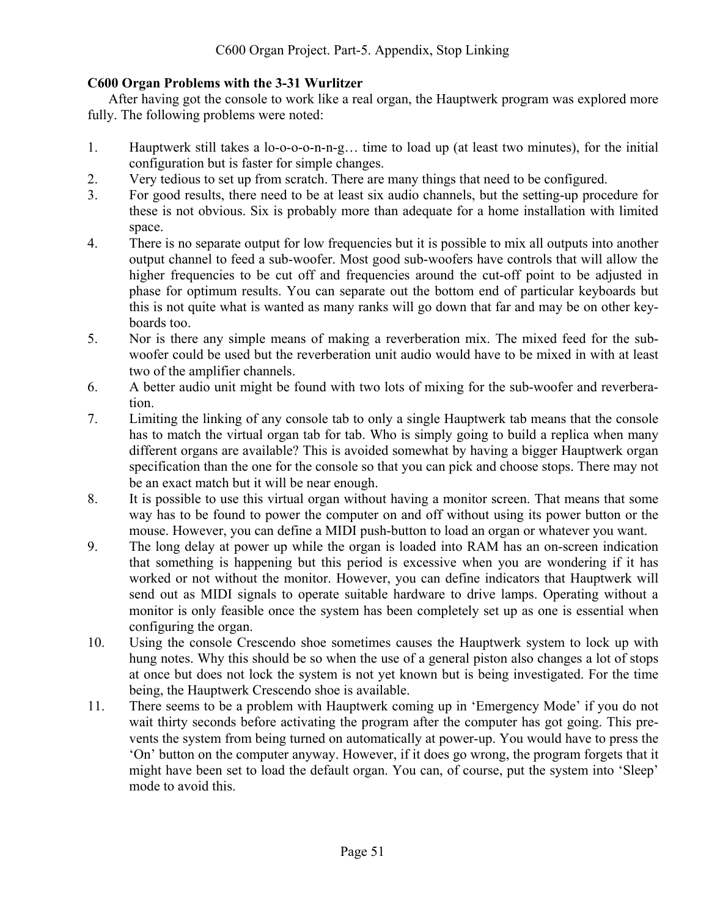## C600 Organ Problems with the 3-31 Wurlitzer

After having got the console to work like a real organ, the Hauptwerk program was explored more fully. The following problems were noted:

1. Hauptwerk still takes a lo-o-o-o-n-n-g… time to load up (at least two minutes), for the initial configuration but is faster for simple changes.
2. Very tedious to set up from scratch. There are many things that need to be configured.
3. For good results, there need to be at least six audio channels, but the setting-up procedure for these is not obvious. Six is probably more than adequate for a home installation with limited space.
4. There is no separate output for low frequencies but it is possible to mix all outputs into another output channel to feed a sub-woofer. Most good sub-woofers have controls that will allow the higher frequencies to be cut off and frequencies around the cut-off point to be adjusted in phase for optimum results. You can separate out the bottom end of particular keyboards but this is not quite what is wanted as many ranks will go down that far and may be on other keyboards too.
5. Nor is there any simple means of making a reverberation mix. The mixed feed for the sub-woofer could be used but the reverberation unit audio would have to be mixed in with at least two of the amplifier channels.
6. A better audio unit might be found with two lots of mixing for the sub-woofer and reverberation.
7. Limiting the linking of any console tab to only a single Hauptwerk tab means that the console has to match the virtual organ tab for tab. Who is simply going to build a replica when many different organs are available? This is avoided somewhat by having a bigger Hauptwerk organ specification than the one for the console so that you can pick and choose stops. There may not be an exact match but it will be near enough.
8. It is possible to use this virtual organ without having a monitor screen. That means that some way has to be found to power the computer on and off without using its power button or the mouse. However, you can define a MIDI push-button to load an organ or whatever you want.
9. The long delay at power up while the organ is loaded into RAM has an on-screen indication that something is happening but this period is excessive when you are wondering if it has worked or not without the monitor. However, you can define indicators that Hauptwerk will send out as MIDI signals to operate suitable hardware to drive lamps. Operating without a monitor is only feasible once the system has been completely set up as one is essential when configuring the organ.
10. Using the console Crescendo shoe sometimes causes the Hauptwerk system to lock up with hung notes. Why this should be so when the use of a general piston also changes a lot of stops at once but does not lock the system is not yet known but is being investigated. For the time being, the Hauptwerk Crescendo shoe is available.
11. There seems to be a problem with Hauptwerk coming up in 'Emergency Mode' if you do not wait thirty seconds before activating the program after the computer has got going. This prevents the system from being turned on automatically at power-up. You would have to press the 'On' button on the computer anyway. However, if it does go wrong, the program forgets that it might have been set to load the default organ. You can, of course, put the system into 'Sleep' mode to avoid this.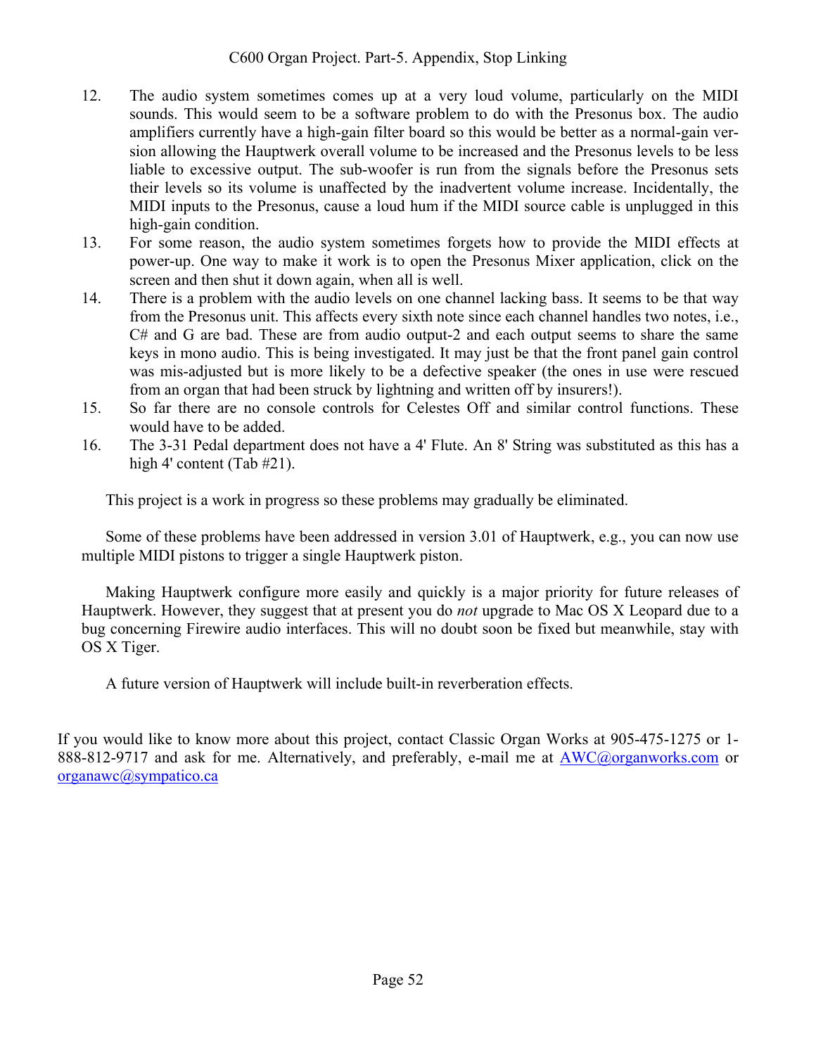12. The audio system sometimes comes up at a very loud volume, particularly on the MIDI sounds. This would seem to be a software problem to do with the Presonus box. The audio amplifiers currently have a high-gain filter board so this would be better as a normal-gain version allowing the Hauptwerk overall volume to be increased and the Presonus levels to be less liable to excessive output. The sub-woofer is run from the signals before the Presonus sets their levels so its volume is unaffected by the inadvertent volume increase. Incidentally, the MIDI inputs to the Presonus, cause a loud hum if the MIDI source cable is unplugged in this high-gain condition.
13. For some reason, the audio system sometimes forgets how to provide the MIDI effects at power-up. One way to make it work is to open the Presonus Mixer application, click on the screen and then shut it down again, when all is well.
14. There is a problem with the audio levels on one channel lacking bass. It seems to be that way from the Presonus unit. This affects every sixth note since each channel handles two notes, i.e., C# and G are bad. These are from audio output-2 and each output seems to share the same keys in mono audio. This is being investigated. It may just be that the front panel gain control was mis-adjusted but is more likely to be a defective speaker (the ones in use were rescued from an organ that had been struck by lightning and written off by insurers!).
15. So far there are no console controls for Celestes Off and similar control functions. These would have to be added.
16. The 3-31 Pedal department does not have a 4' Flute. An 8' String was substituted as this has a high 4' content (Tab #21).

This project is a work in progress so these problems may gradually be eliminated.

Some of these problems have been addressed in version 3.01 of Hauptwerk, e.g., you can now use multiple MIDI pistons to trigger a single Hauptwerk piston.

Making Hauptwerk configure more easily and quickly is a major priority for future releases of Hauptwerk. However, they suggest that at present you do *not* upgrade to Mac OS X Leopard due to a bug concerning Firewire audio interfaces. This will no doubt soon be fixed but meanwhile, stay with OS X Tiger.

A future version of Hauptwerk will include built-in reverberation effects.

If you would like to know more about this project, contact Classic Organ Works at 905-475-1275 or 1-888-812-9717 and ask for me. Alternatively, and preferably, e-mail me at AWC@organworks.com or organawc@sympatico.ca